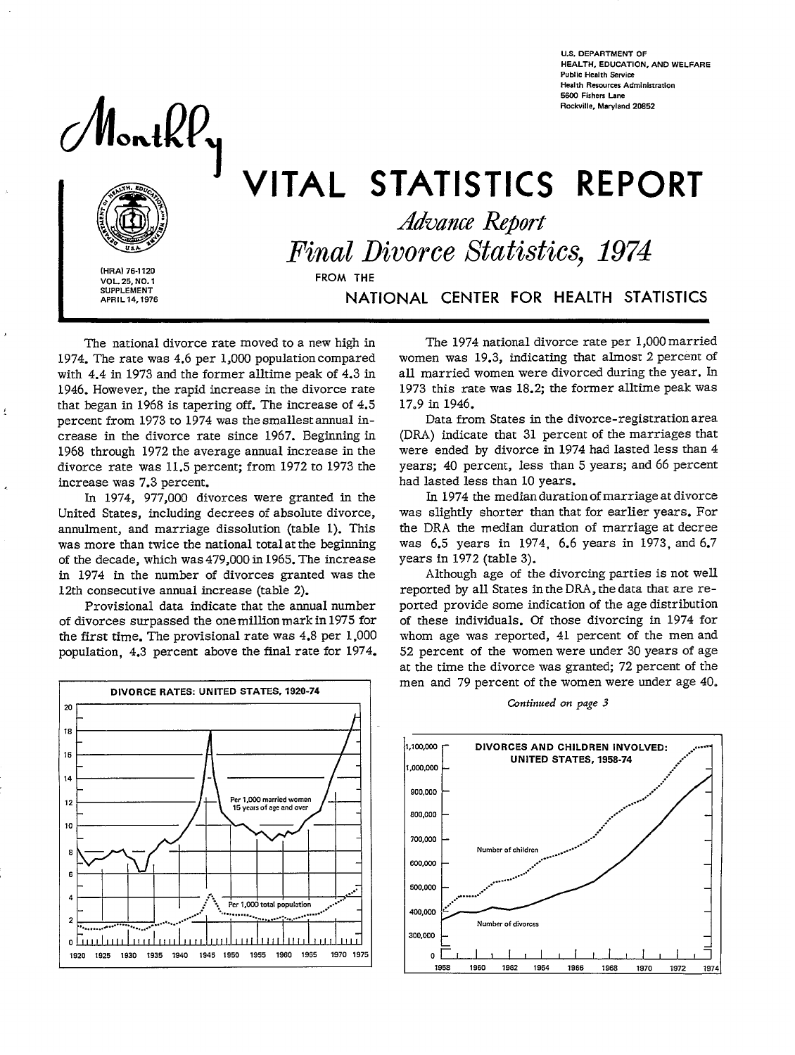U.S. DEPARTMENT OF HEALTH, EDUCATION, AND WELFARE
Public Health Service
Health Resources Administration
5600 Fishers Lane
Rockville, Maryland 20852

# Monthly VITAL STATISTICS REPORT

## *Advance Report*
## *Final Divorce Statistics, 1974*

FROM THE
NATIONAL CENTER FOR HEALTH STATISTICS

(HRA) 76-1120
VOL. 25, NO. 1
SUPPLEMENT
APRIL 14, 1976

The national divorce rate moved to a new high in 1974. The rate was 4.6 per 1,000 population compared with 4.4 in 1973 and the former alltime peak of 4.3 in 1946. However, the rapid increase in the divorce rate that began in 1968 is tapering off. The increase of 4.5 percent from 1973 to 1974 was the smallest annual increase in the divorce rate since 1967. Beginning in 1968 through 1972 the average annual increase in the divorce rate was 11.5 percent; from 1972 to 1973 the increase was 7.3 percent.

In 1974, 977,000 divorces were granted in the United States, including decrees of absolute divorce, annulment, and marriage dissolution (table 1). This was more than twice the national total at the beginning of the decade, which was 479,000 in 1965. The increase in 1974 in the number of divorces granted was the 12th consecutive annual increase (table 2).

Provisional data indicate that the annual number of divorces surpassed the one million mark in 1975 for the first time. The provisional rate was 4.8 per 1,000 population, 4.3 percent above the final rate for 1974.

DIVORCE RATES: UNITED STATES, 1920-74

The 1974 national divorce rate per 1,000 married women was 19.3, indicating that almost 2 percent of all married women were divorced during the year. In 1973 this rate was 18.2; the former alltime peak was 17.9 in 1946.

Data from States in the divorce-registration area (DRA) indicate that 31 percent of the marriages that were ended by divorce in 1974 had lasted less than 4 years; 40 percent, less than 5 years; and 66 percent had lasted less than 10 years.

In 1974 the median duration of marriage at divorce was slightly shorter than that for earlier years. For the DRA the median duration of marriage at decree was 6.5 years in 1974, 6.6 years in 1973, and 6.7 years in 1972 (table 3).

Although age of the divorcing parties is not well reported by all States in the DRA, the data that are reported provide some indication of the age distribution of these individuals. Of those divorcing in 1974 for whom age was reported, 41 percent of the men and 52 percent of the women were under 30 years of age at the time the divorce was granted; 72 percent of the men and 79 percent of the women were under age 40.

*Continued on page 3*

DIVORCES AND CHILDREN INVOLVED: UNITED STATES, 1958-74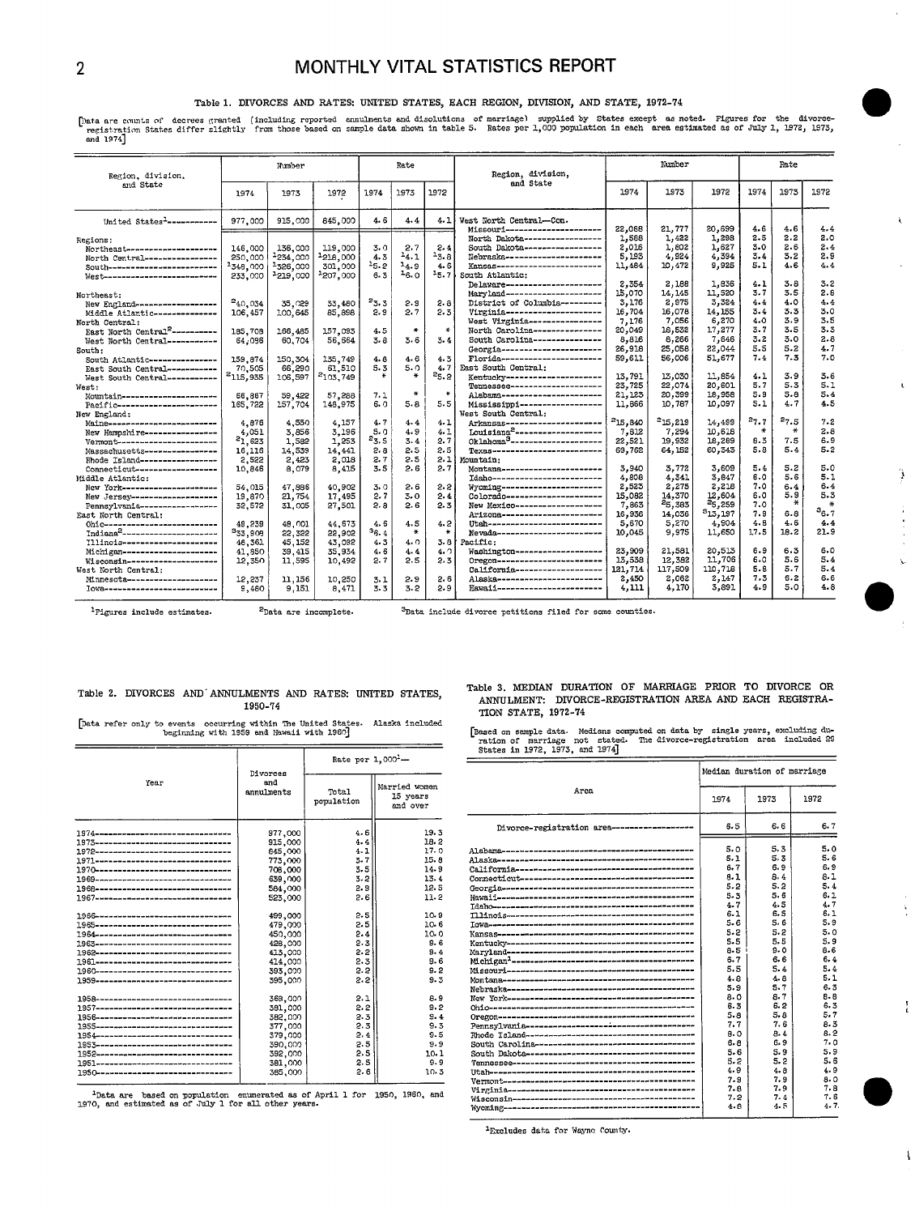### Table 1. DIVORCES AND RATES: UNITED STATES, EACH REGION, DIVISION, AND STATE, 1972-74

[Data are counts of decrees granted (including reported annulments and dissolutions of marriage) supplied by States except as noted. Figures for the divorce-registration States differ slightly from those based on sample data shown in table 5. Rates per 1,000 population in each area estimated as of July 1, 1972, 1973, and 1974]

| Region, division, and State | Number 1974 | Number 1973 | Number 1972 | Rate 1974 | Rate 1973 | Rate 1972 |
|---|---|---|---|---|---|---|
| United States[1] | 977,000 | 915,000 | 845,000 | 4.6 | 4.4 | 4.1 |
| Regions: | | | | | | |
| Northeast | 146,000 | 136,000 | 119,000 | 3.0 | 2.7 | 2.4 |
| North Central | 250,000 | [1]234,000 | [1]218,000 | 4.3 | [1]4.1 | [1]3.8 |
| South | [1]348,000 | [1]326,000 | 301,000 | [1]5.2 | [1]4.9 | 4.6 |
| West | 233,000 | [1]219,000 | [1]207,000 | 6.3 | [1]6.0 | [1]5.7 |
| Northeast: | | | | | | |
| New England | [2]40,034 | 35,029 | 33,480 | [2]3.3 | 2.9 | 2.8 |
| Middle Atlantic | 106,457 | 100,645 | 85,898 | 2.9 | 2.7 | 2.3 |
| North Central: | | | | | | |
| East North Central[2] | 185,708 | 166,485 | 157,093 | 4.5 | * | * |
| West North Central | 64,098 | 60,704 | 56,664 | 3.8 | 3.6 | 3.4 |
| South: | | | | | | |
| South Atlantic | 159,874 | 150,304 | 135,749 | 4.8 | 4.6 | 4.3 |
| East South Central | 70,505 | 66,290 | 61,510 | 5.3 | 5.0 | 4.7 |
| West South Central | [2]115,935 | 106,597 | [2]103,749 | * | * | [2]5.2 |
| West: | | | | | | |
| Mountain | 66,867 | 59,422 | 57,288 | 7.1 | * | * |
| Pacific | 165,722 | 157,704 | 148,975 | 6.0 | 5.8 | 5.5 |
| New England: | | | | | | |
| Maine | 4,876 | 4,550 | 4,157 | 4.7 | 4.4 | 4.1 |
| New Hampshire | 4,051 | 3,856 | 3,196 | 5.0 | 4.9 | 4.1 |
| Vermont | [2]1,623 | 1,582 | 1,253 | [2]3.5 | 3.4 | 2.7 |
| Massachusetts | 16,116 | 14,539 | 14,441 | 2.8 | 2.5 | 2.5 |
| Rhode Island | 2,522 | 2,423 | 2,018 | 2.7 | 2.5 | 2.1 |
| Connecticut | 10,846 | 8,079 | 8,415 | 3.5 | 2.6 | 2.7 |
| Middle Atlantic: | | | | | | |
| New York | 54,015 | 47,886 | 40,902 | 3.0 | 2.6 | 2.2 |
| New Jersey | 19,870 | 21,754 | 17,495 | 2.7 | 3.0 | 2.4 |
| Pennsylvania | 32,572 | 31,005 | 27,501 | 2.8 | 2.6 | 2.3 |
| East North Central: | | | | | | |
| Ohio | 48,239 | 48,001 | 44,673 | 4.5 | 4.5 | 4.2 |
| Indiana[2] | [3]33,908 | 22,322 | 22,902 | [3]6.4 | * | * |
| Illinois | 48,361 | 45,152 | 43,092 | 4.3 | 4.0 | 3.8 |
| Michigan | 41,850 | 39,415 | 35,934 | 4.6 | 4.4 | 4.0 |
| Wisconsin | 12,350 | 11,595 | 10,492 | 2.7 | 2.5 | 2.3 |
| West North Central: | | | | | | |
| Minnesota | 12,257 | 11,156 | 10,250 | 3.1 | 2.9 | 2.6 |
| Iowa | 9,460 | 9,151 | 8,471 | 3.3 | 3.2 | 2.9 |
| West North Central—Con. | | | | | | |
| Missouri | 22,088 | 21,777 | 20,699 | 4.6 | 4.6 | 4.4 |
| North Dakota | 1,568 | 1,422 | 1,298 | 2.5 | 2.2 | 2.0 |
| South Dakota | 2,016 | 1,802 | 1,627 | 3.0 | 2.6 | 2.4 |
| Nebraska | 5,193 | 4,924 | 4,394 | 3.4 | 3.2 | 2.9 |
| Kansas | 11,484 | 10,472 | 9,925 | 5.1 | 4.6 | 4.4 |
| South Atlantic: | | | | | | |
| Delaware | 2,354 | 2,188 | 1,836 | 4.1 | 3.8 | 3.2 |
| Maryland | 15,070 | 14,145 | 11,520 | 3.7 | 3.5 | 2.8 |
| District of Columbia | 3,176 | 2,975 | 3,324 | 4.4 | 4.0 | 4.4 |
| Virginia | 16,704 | 16,078 | 14,155 | 3.4 | 3.3 | 3.0 |
| West Virginia | 7,176 | 7,056 | 6,270 | 4.0 | 3.9 | 3.5 |
| North Carolina | 20,049 | 18,532 | 17,277 | 3.7 | 3.5 | 3.3 |
| South Carolina | 8,816 | 8,266 | 7,646 | 3.2 | 3.0 | 2.8 |
| Georgia | 26,918 | 25,058 | 22,044 | 5.5 | 5.2 | 4.7 |
| Florida | 59,611 | 56,006 | 51,677 | 7.4 | 7.3 | 7.0 |
| East South Central: | | | | | | |
| Kentucky | 13,791 | 13,030 | 11,854 | 4.1 | 3.9 | 3.6 |
| Tennessee | 23,725 | 22,074 | 20,601 | 5.7 | 5.3 | 5.1 |
| Alabama | 21,123 | 20,399 | 18,958 | 5.9 | 5.8 | 5.4 |
| Mississippi | 11,866 | 10,787 | 10,097 | 5.1 | 4.7 | 4.5 |
| West South Central: | | | | | | |
| Arkansas | [2]15,840 | [2]15,219 | 14,499 | [2]7.7 | [2]7.5 | 7.2 |
| Louisiana[2] | 7,812 | 7,294 | 10,618 | * | * | 2.8 |
| Oklahoma[3] | 22,521 | 19,932 | 18,289 | 8.3 | 7.5 | 6.9 |
| Texas | 69,762 | 64,152 | 60,343 | 5.8 | 5.4 | 5.2 |
| Mountain: | | | | | | |
| Montana | 3,940 | 3,772 | 3,609 | 5.4 | 5.2 | 5.0 |
| Idaho | 4,808 | 4,341 | 3,847 | 6.0 | 5.6 | 5.1 |
| Wyoming | 2,523 | 2,275 | 2,218 | 7.0 | 6.4 | 6.4 |
| Colorado | 15,082 | 14,370 | 12,604 | 6.0 | 5.9 | 5.3 |
| New Mexico | 7,863 | [2]5,383 | [2]5,259 | 7.0 | * | * |
| Arizona | 16,936 | 14,036 | [3]13,197 | 7.9 | 6.8 | [3]6.7 |
| Utah | 5,670 | 5,270 | 4,904 | 4.8 | 4.6 | 4.4 |
| Nevada | 10,045 | 9,975 | 11,650 | 17.5 | 18.2 | 21.9 |
| Pacific: | | | | | | |
| Washington | 23,909 | 21,581 | 20,513 | 6.9 | 6.3 | 6.0 |
| Oregon | 13,538 | 12,382 | 11,706 | 6.0 | 5.6 | 5.4 |
| California | 121,714 | 117,509 | 110,718 | 5.8 | 5.7 | 5.4 |
| Alaska | 2,450 | 2,062 | 2,147 | 7.3 | 6.2 | 6.6 |
| Hawaii | 4,111 | 4,170 | 3,891 | 4.9 | 5.0 | 4.8 |

[1]Figures include estimates. [2]Data are incomplete. [3]Data include divorce petitions filed for some counties.

### Table 2. DIVORCES AND ANNULMENTS AND RATES: UNITED STATES, 1950-74

[Data refer only to events occurring within the United States. Alaska included beginning with 1959 and Hawaii with 1960]

| Year | Divorces and annulments | Rate per 1,000[1]— Total population | Rate per 1,000[1]— Married women 15 years and over |
|---|---|---|---|
| 1974 | 977,000 | 4.6 | 19.3 |
| 1973 | 915,000 | 4.4 | 18.2 |
| 1972 | 845,000 | 4.1 | 17.0 |
| 1971 | 773,000 | 3.7 | 15.8 |
| 1970 | 708,000 | 3.5 | 14.9 |
| 1969 | 639,000 | 3.2 | 13.4 |
| 1968 | 584,000 | 2.9 | 12.5 |
| 1967 | 523,000 | 2.6 | 11.2 |
| 1966 | 499,000 | 2.5 | 10.9 |
| 1965 | 479,000 | 2.5 | 10.6 |
| 1964 | 450,000 | 2.4 | 10.0 |
| 1963 | 428,000 | 2.3 | 9.6 |
| 1962 | 413,000 | 2.2 | 9.4 |
| 1961 | 414,000 | 2.3 | 9.6 |
| 1960 | 393,000 | 2.2 | 9.2 |
| 1959 | 395,000 | 2.2 | 9.3 |
| 1958 | 368,000 | 2.1 | 8.9 |
| 1957 | 381,000 | 2.2 | 9.2 |
| 1956 | 382,000 | 2.3 | 9.4 |
| 1955 | 377,000 | 2.3 | 9.3 |
| 1954 | 379,000 | 2.4 | 9.5 |
| 1953 | 390,000 | 2.5 | 9.9 |
| 1952 | 392,000 | 2.5 | 10.1 |
| 1951 | 381,000 | 2.5 | 9.9 |
| 1950 | 385,000 | 2.6 | 10.3 |

[1]Data are based on population enumerated as of April 1 for 1950, 1960, and 1970, and estimated as of July 1 for all other years.

### Table 3. MEDIAN DURATION OF MARRIAGE PRIOR TO DIVORCE OR ANNULMENT: DIVORCE-REGISTRATION AREA AND EACH REGISTRATION STATE, 1972-74

[Based on sample data. Medians computed on data by single years, excluding duration of marriage not stated. The divorce-registration area included 29 States in 1972, 1973, and 1974]

| Area | Median duration of marriage 1974 | 1973 | 1972 |
|---|---|---|---|
| Divorce-registration area | 6.5 | 6.6 | 6.7 |
| Alabama | 5.0 | 5.3 | 5.0 |
| Alaska | 5.1 | 5.3 | 5.6 |
| California | 6.7 | 6.9 | 6.9 |
| Connecticut | 8.1 | 8.4 | 8.1 |
| Georgia | 5.2 | 5.2 | 5.4 |
| Hawaii | 5.3 | 5.6 | 6.1 |
| Idaho | 4.7 | 4.5 | 4.7 |
| Illinois | 6.1 | 6.5 | 6.1 |
| Iowa | 5.6 | 5.6 | 5.9 |
| Kansas | 5.2 | 5.2 | 5.0 |
| Kentucky | 5.5 | 5.5 | 5.9 |
| Maryland | 8.5 | 9.0 | 8.6 |
| Michigan[1] | 6.7 | 6.6 | 6.4 |
| Missouri | 5.5 | 5.4 | 5.4 |
| Montana | 4.8 | 4.8 | 5.1 |
| Nebraska | 5.9 | 5.7 | 6.3 |
| New York | 8.0 | 8.7 | 8.8 |
| Ohio | 6.3 | 6.2 | 6.3 |
| Oregon | 5.8 | 5.8 | 5.7 |
| Pennsylvania | 7.7 | 7.6 | 8.3 |
| Rhode Island | 8.0 | 8.4 | 8.2 |
| South Carolina | 6.8 | 6.9 | 7.0 |
| South Dakota | 5.6 | 5.9 | 5.9 |
| Tennessee | 5.2 | 5.2 | 5.6 |
| Utah | 4.9 | 4.8 | 4.9 |
| Vermont | 7.8 | 7.9 | 8.0 |
| Virginia | 7.8 | 7.9 | 7.8 |
| Wisconsin | 7.2 | 7.4 | 7.6 |
| Wyoming | 4.8 | 4.5 | 4.7 |

[1]Excludes data for Wayne County.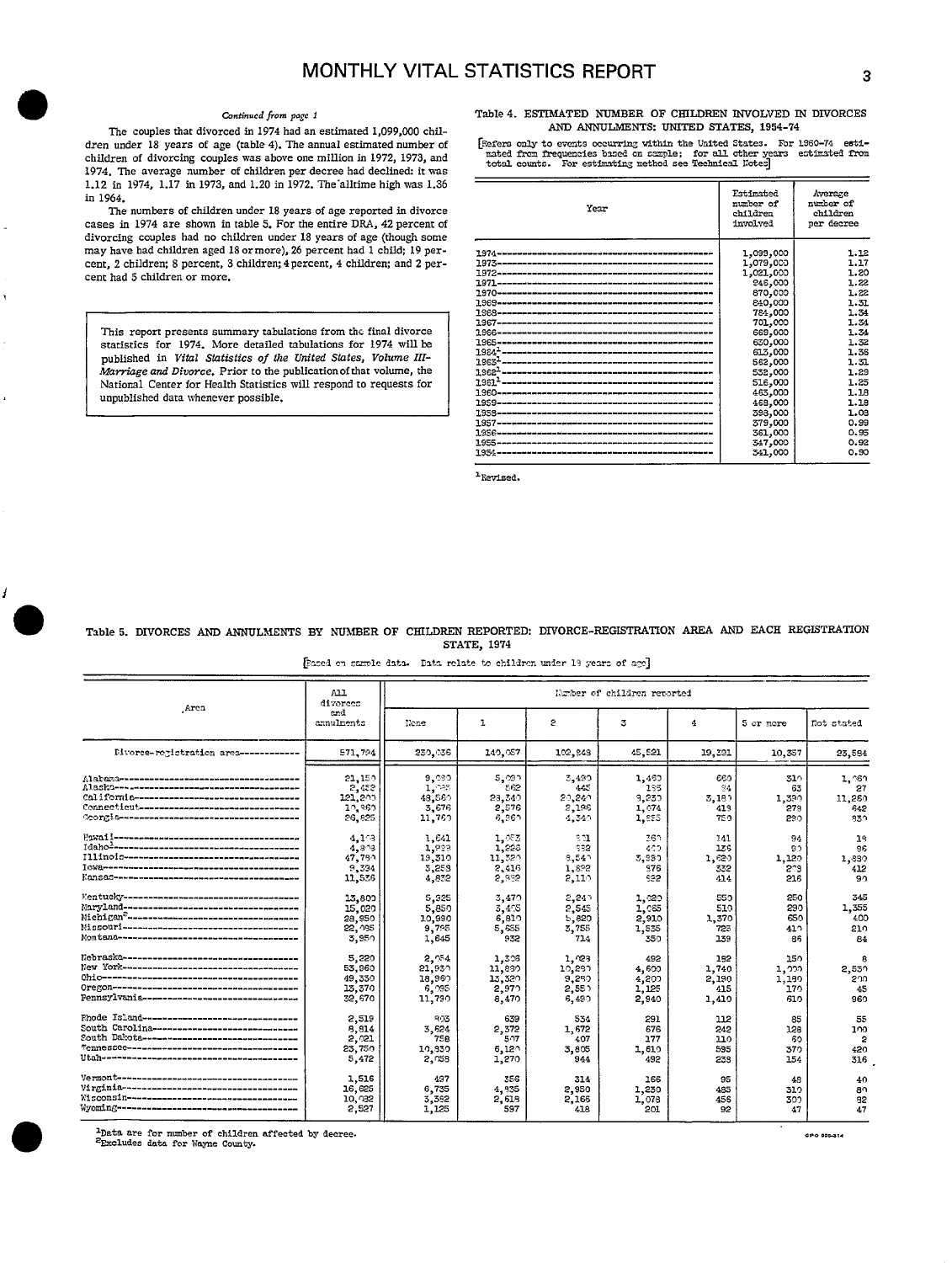*Continued from page 1*

The couples that divorced in 1974 had an estimated 1,099,000 children under 18 years of age (table 4). The annual estimated number of children of divorcing couples was above one million in 1972, 1973, and 1974. The average number of children per decree had declined: it was 1.12 in 1974, 1.17 in 1973, and 1.20 in 1972. The alltime high was 1.36 in 1964.

The numbers of children under 18 years of age reported in divorce cases in 1974 are shown in table 5. For the entire DRA, 42 percent of divorcing couples had no children under 18 years of age (though some may have had children aged 18 or more), 26 percent had 1 child; 19 percent, 2 children; 8 percent, 3 children; 4 percent, 4 children; and 2 percent had 5 children or more.

> This report presents summary tabulations from the final divorce statistics for 1974. More detailed tabulations for 1974 will be published in *Vital Statistics of the United States, Volume III-Marriage and Divorce.* Prior to the publication of that volume, the National Center for Health Statistics will respond to requests for unpublished data whenever possible.

**Table 4. ESTIMATED NUMBER OF CHILDREN INVOLVED IN DIVORCES AND ANNULMENTS: UNITED STATES, 1954-74**

[Refers only to events occurring within the United States. For 1960-74 estimated from frequencies based on sample; for all other years estimated from total counts. For estimating method see Technical Notes]

| Year | Estimated number of children involved | Average number of children per decree |
|---|---|---|
| 1974 | 1,099,000 | 1.12 |
| 1973 | 1,079,000 | 1.17 |
| 1972 | 1,021,000 | 1.20 |
| 1971 | 946,000 | 1.22 |
| 1970 | 870,000 | 1.22 |
| 1969 | 840,000 | 1.31 |
| 1968 | 784,000 | 1.34 |
| 1967 | 701,000 | 1.34 |
| 1966 | 669,000 | 1.34 |
| 1965 | 630,000 | 1.32 |
| 1964[1] | 613,000 | 1.36 |
| 1963[1] | 562,000 | 1.31 |
| 1962[1] | 532,000 | 1.29 |
| 1961[1] | 516,000 | 1.25 |
| 1960 | 463,000 | 1.18 |
| 1959 | 468,000 | 1.18 |
| 1958 | 398,000 | 1.03 |
| 1957 | 379,000 | 0.99 |
| 1956 | 361,000 | 0.95 |
| 1955 | 347,000 | 0.92 |
| 1954 | 341,000 | 0.90 |

[1]Revised.

**Table 5. DIVORCES AND ANNULMENTS BY NUMBER OF CHILDREN REPORTED: DIVORCE-REGISTRATION AREA AND EACH REGISTRATION STATE, 1974**

[Based on sample data. Data relate to children under 18 years of age]

| Area | All divorces and annulments | Number of children reported | | | | | | |
|---|---|---|---|---|---|---|---|---|
| | | None | 1 | 2 | 3 | 4 | 5 or more | Not stated |
| Divorce-registration area | 571,794 | 230,036 | 140,057 | 102,848 | 45,521 | 19,391 | 10,357 | 23,584 |
| Alabama | 21,150 | 9,030 | 5,090 | 3,490 | 1,460 | 660 | 310 | 1,060 |
| Alaska | 2,452 | 1,025 | 562 | 445 | 136 | 84 | 63 | 27 |
| California | 121,200 | 48,560 | 28,340 | 20,240 | 9,230 | 3,180 | 1,330 | 11,260 |
| Connecticut | 10,960 | 3,676 | 2,576 | 2,196 | 1,074 | 419 | 279 | 642 |
| Georgia | 26,825 | 11,760 | 6,860 | 4,340 | 1,855 | 750 | 290 | 930 |
| Hawaii[1] | 4,173 | 1,641 | 1,053 | 821 | 360 | 141 | 94 | 19 |
| Idaho[1] | 4,893 | 1,928 | 1,226 | 992 | 470 | 136 | 90 | 96 |
| Illinois | 47,780 | 13,310 | 11,380 | 8,540 | 3,880 | 1,620 | 1,120 | 1,890 |
| Iowa | 9,394 | 3,258 | 2,416 | 1,892 | 876 | 332 | 208 | 412 |
| Kansas | 11,536 | 4,832 | 2,930 | 2,110 | 922 | 414 | 216 | 90 |
| Kentucky | 13,800 | 5,925 | 3,470 | 2,240 | 1,020 | 550 | 250 | 345 |
| Maryland | 15,020 | 5,850 | 3,475 | 2,545 | 1,055 | 510 | 290 | 1,355 |
| Michigan[2] | 28,950 | 10,990 | 6,810 | 5,820 | 2,910 | 1,370 | 650 | 400 |
| Missouri | 22,785 | 9,765 | 5,655 | 3,755 | 1,535 | 725 | 410 | 210 |
| Montana | 3,950 | 1,645 | 932 | 714 | 350 | 139 | 86 | 84 |
| Nebraska | 5,220 | 2,054 | 1,306 | 1,023 | 492 | 182 | 150 | 8 |
| New York | 53,960 | 21,930 | 11,890 | 10,290 | 4,600 | 1,740 | 1,000 | 2,530 |
| Ohio | 49,330 | 18,960 | 13,320 | 9,280 | 4,200 | 2,190 | 1,190 | 200 |
| Oregon | 13,370 | 6,095 | 2,970 | 2,550 | 1,125 | 415 | 170 | 45 |
| Pennsylvania | 32,670 | 11,730 | 8,470 | 6,490 | 2,940 | 1,410 | 610 | 960 |
| Rhode Island | 2,519 | 803 | 639 | 534 | 291 | 112 | 85 | 55 |
| South Carolina | 8,814 | 3,624 | 2,372 | 1,672 | 676 | 242 | 128 | 100 |
| South Dakota | 2,021 | 758 | 507 | 407 | 177 | 110 | 60 | 2 |
| Tennessee | 23,750 | 10,930 | 6,120 | 3,805 | 1,610 | 595 | 370 | 420 |
| Utah | 5,472 | 2,058 | 1,270 | 944 | 492 | 238 | 154 | 316 |
| Vermont | 1,516 | 497 | 356 | 314 | 166 | 95 | 48 | 40 |
| Virginia | 16,625 | 6,735 | 4,335 | 2,950 | 1,230 | 485 | 310 | 80 |
| Wisconsin | 10,032 | 3,582 | 2,618 | 2,166 | 1,078 | 456 | 300 | 82 |
| Wyoming | 2,527 | 1,125 | 597 | 418 | 201 | 92 | 47 | 47 |

[1]Data are for number of children affected by decree.
[2]Excludes data for Wayne County.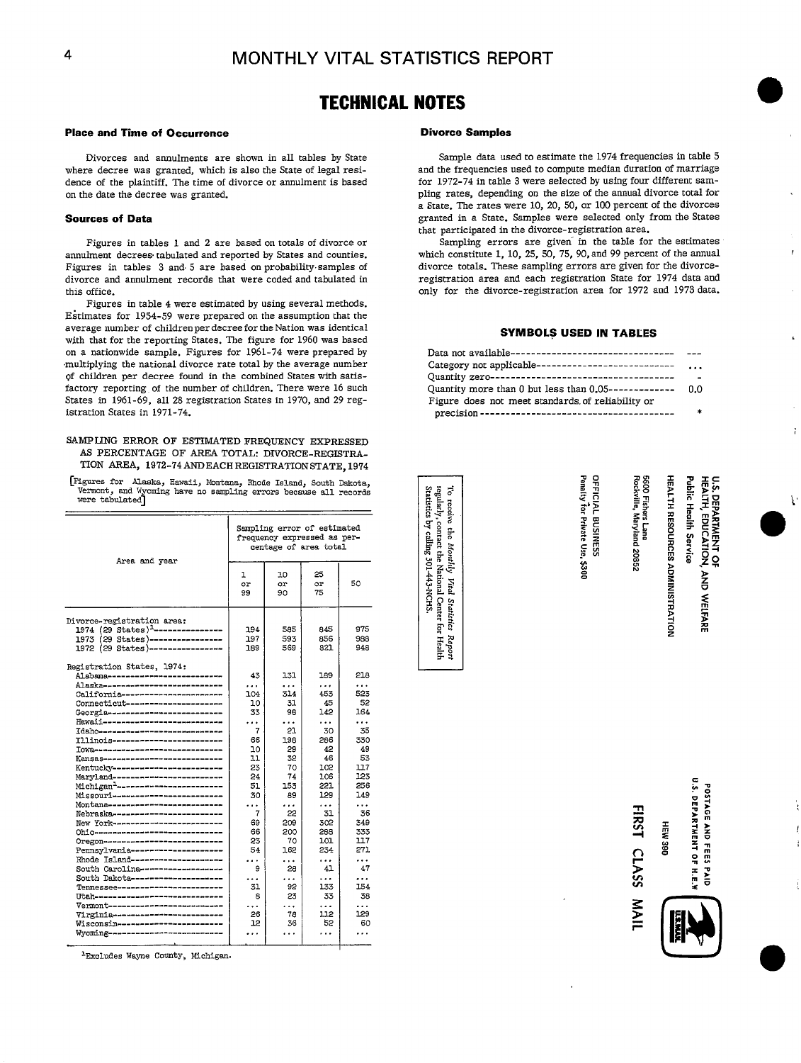# TECHNICAL NOTES

## Place and Time of Occurrence

Divorces and annulments are shown in all tables by State where decree was granted, which is also the State of legal residence of the plaintiff. The time of divorce or annulment is based on the date the decree was granted.

## Sources of Data

Figures in tables 1 and 2 are based on totals of divorce or annulment decrees tabulated and reported by States and counties. Figures in tables 3 and 5 are based on probability samples of divorce and annulment records that were coded and tabulated in this office.

Figures in table 4 were estimated by using several methods. Estimates for 1954-59 were prepared on the assumption that the average number of children per decree for the Nation was identical with that for the reporting States. The figure for 1960 was based on a nationwide sample. Figures for 1961-74 were prepared by multiplying the national divorce rate total by the average number of children per decree found in the combined States with satisfactory reporting of the number of children. There were 16 such States in 1961-69, all 28 registration States in 1970, and 29 registration States in 1971-74.

SAMPLING ERROR OF ESTIMATED FREQUENCY EXPRESSED AS PERCENTAGE OF AREA TOTAL: DIVORCE-REGISTRATION AREA, 1972-74 AND EACH REGISTRATION STATE, 1974

[Figures for Alaska, Hawaii, Montana, Rhode Island, South Dakota, Vermont, and Wyoming have no sampling errors because all records were tabulated]

| Area and year | Sampling error of estimated frequency expressed as percentage of area total | | | |
|---|---|---|---|---|
| | 1 or 99 | 10 or 90 | 25 or 75 | 50 |
| Divorce-registration area: | | | | |
| 1974 (29 States)[1] | 194 | 585 | 845 | 975 |
| 1973 (29 States) | 197 | 593 | 856 | 988 |
| 1972 (29 States) | 189 | 569 | 821 | 948 |
| Registration States, 1974: | | | | |
| Alabama | 43 | 131 | 189 | 218 |
| Alaska | ... | ... | ... | ... |
| California | 104 | 314 | 453 | 523 |
| Connecticut | 10 | 31 | 45 | 52 |
| Georgia | 33 | 98 | 142 | 164 |
| Hawaii | ... | ... | ... | ... |
| Idaho | 7 | 21 | 30 | 35 |
| Illinois | 66 | 198 | 286 | 330 |
| Iowa | 10 | 29 | 42 | 49 |
| Kansas | 11 | 32 | 46 | 53 |
| Kentucky | 23 | 70 | 102 | 117 |
| Maryland | 24 | 74 | 106 | 123 |
| Michigan[1] | 51 | 153 | 221 | 256 |
| Missouri | 30 | 89 | 129 | 149 |
| Montana | ... | ... | ... | ... |
| Nebraska | 7 | 22 | 31 | 36 |
| New York | 69 | 209 | 302 | 349 |
| Ohio | 66 | 200 | 288 | 333 |
| Oregon | 23 | 70 | 101 | 117 |
| Pennsylvania | 54 | 162 | 234 | 271 |
| Rhode Island | ... | ... | ... | ... |
| South Carolina | 9 | 28 | 41 | 47 |
| South Dakota | ... | ... | ... | ... |
| Tennessee | 31 | 92 | 133 | 154 |
| Utah | 8 | 23 | 33 | 38 |
| Vermont | ... | ... | ... | ... |
| Virginia | 26 | 78 | 112 | 129 |
| Wisconsin | 12 | 36 | 52 | 60 |
| Wyoming | ... | ... | ... | ... |

[1]Excludes Wayne County, Michigan.

## Divorce Samples

Sample data used to estimate the 1974 frequencies in table 5 and the frequencies used to compute median duration of marriage for 1972-74 in table 3 were selected by using four different sampling rates, depending on the size of the annual divorce total for a State. The rates were 10, 20, 50, or 100 percent of the divorces granted in a State. Samples were selected only from the States that participated in the divorce-registration area.

Sampling errors are given in the table for the estimates which constitute 1, 10, 25, 50, 75, 90, and 99 percent of the annual divorce totals. These sampling errors are given for the divorce-registration area and each registration State for 1974 data and only for the divorce-registration area for 1972 and 1973 data.

### SYMBOLS USED IN TABLES

| | |
|---|---|
| Data not available | --- |
| Category not applicable | ... |
| Quantity zero | - |
| Quantity more than 0 but less than 0.05 | 0.0 |
| Figure does not meet standards of reliability or precision | * |

To receive the *Monthly Vital Statistics Report* regularly, contact the National Center for Health Statistics by calling 301-443-NCHS.

U.S. DEPARTMENT OF HEALTH, EDUCATION, AND WELFARE
Public Health Service
HEALTH RESOURCES ADMINISTRATION
5600 Fishers Lane
Rockville, Maryland 20852

OFFICIAL BUSINESS
Penalty for Private Use, $300

POSTAGE AND FEES PAID
U.S. DEPARTMENT OF H.E.W.
HEW 390

FIRST CLASS MAIL